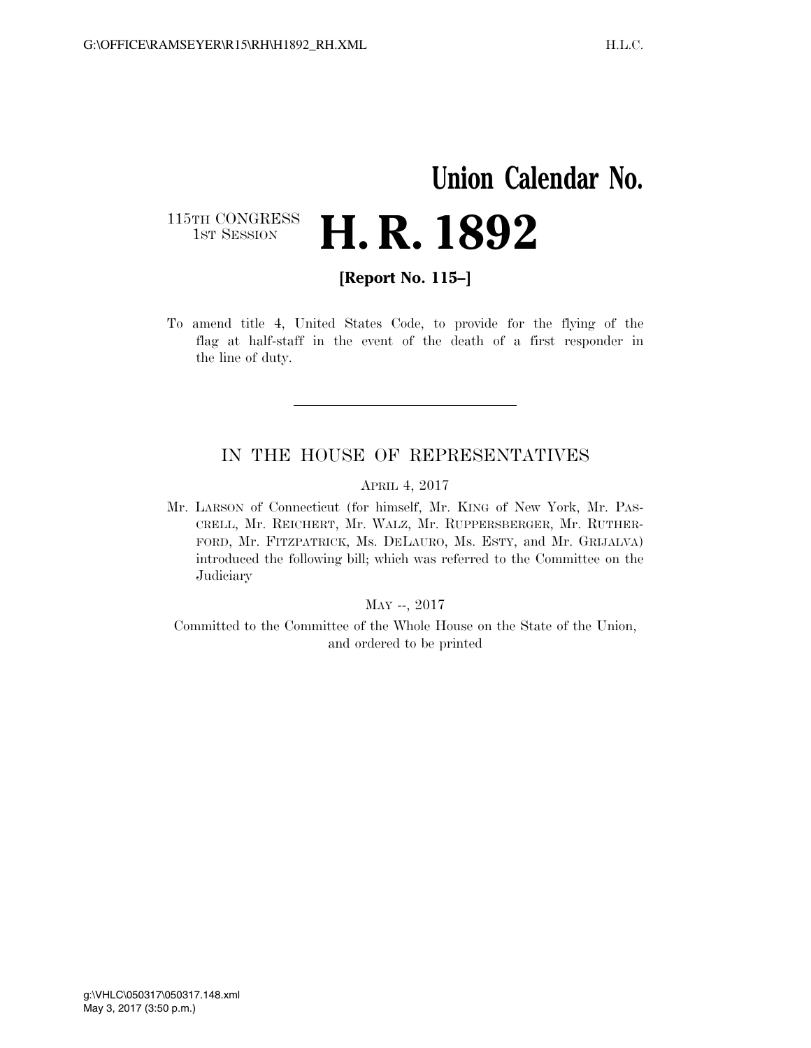# Union Calendar No.

115TH CONGRESS
1ST SESSION

# H. R. 1892

**[Report No. 115–]**

To amend title 4, United States Code, to provide for the flying of the flag at half-staff in the event of the death of a first responder in the line of duty.

---

## IN THE HOUSE OF REPRESENTATIVES

APRIL 4, 2017

Mr. LARSON of Connecticut (for himself, Mr. KING of New York, Mr. PASCRELL, Mr. REICHERT, Mr. WALZ, Mr. RUPPERSBERGER, Mr. RUTHERFORD, Mr. FITZPATRICK, Ms. DELAURO, Ms. ESTY, and Mr. GRIJALVA) introduced the following bill; which was referred to the Committee on the Judiciary

MAY --, 2017

Committed to the Committee of the Whole House on the State of the Union, and ordered to be printed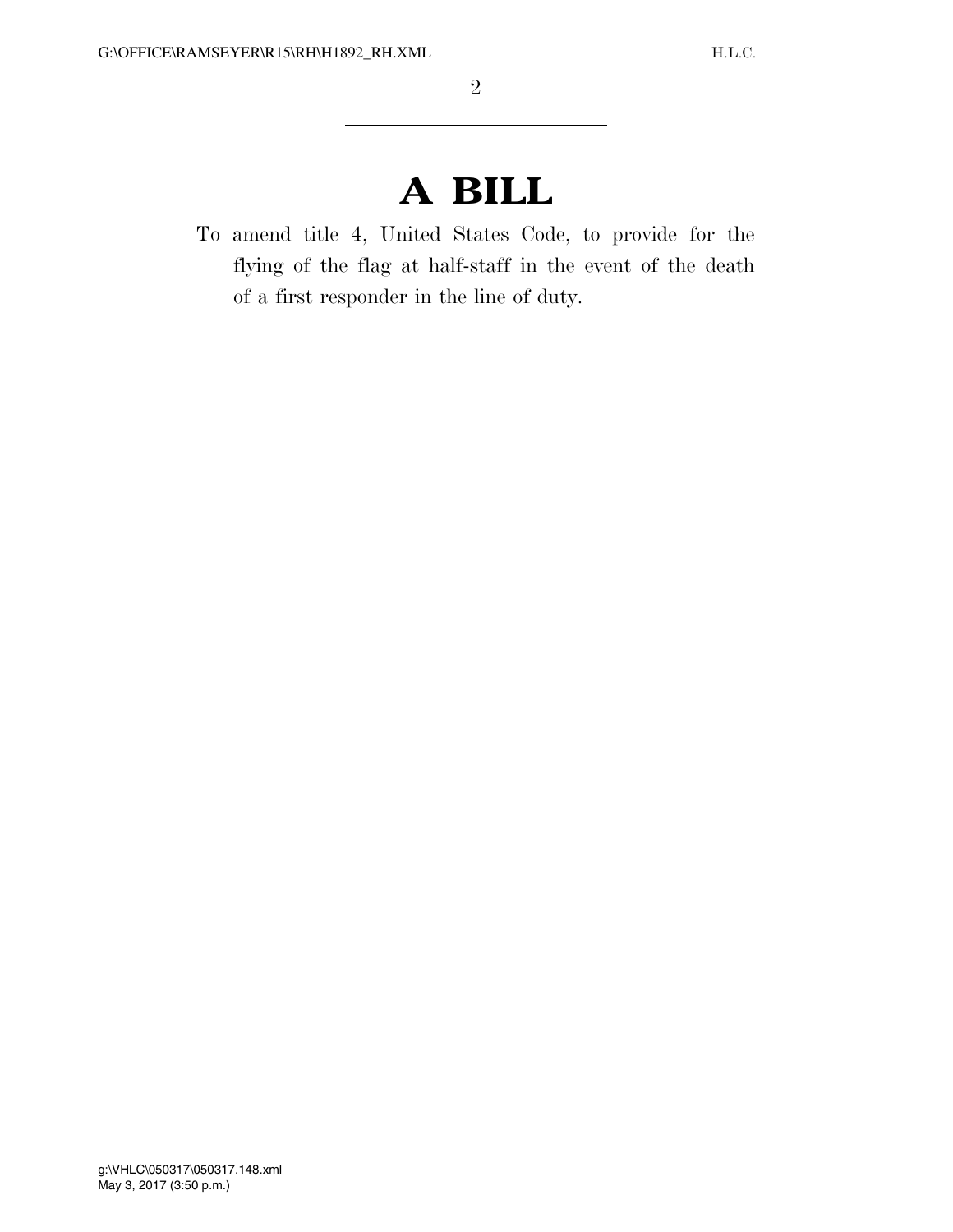# A BILL

To amend title 4, United States Code, to provide for the flying of the flag at half-staff in the event of the death of a first responder in the line of duty.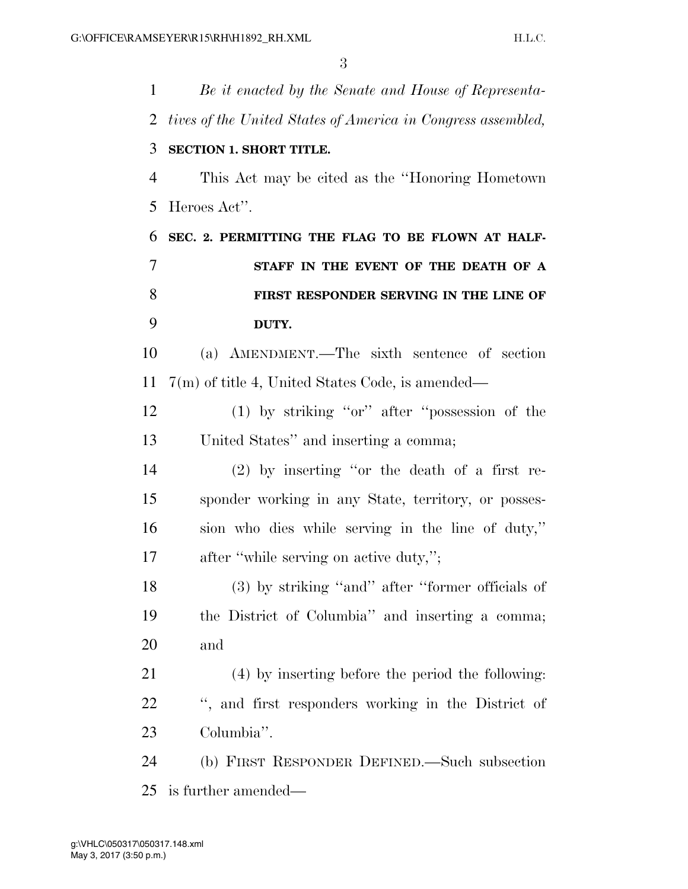*Be it enacted by the Senate and House of Representatives of the United States of America in Congress assembled,*

**SECTION 1. SHORT TITLE.**

This Act may be cited as the "Honoring Hometown Heroes Act".

**SEC. 2. PERMITTING THE FLAG TO BE FLOWN AT HALF-STAFF IN THE EVENT OF THE DEATH OF A FIRST RESPONDER SERVING IN THE LINE OF DUTY.**

(a) AMENDMENT.—The sixth sentence of section 7(m) of title 4, United States Code, is amended—

(1) by striking "or" after "possession of the United States" and inserting a comma;

(2) by inserting "or the death of a first responder working in any State, territory, or possession who dies while serving in the line of duty," after "while serving on active duty,";

(3) by striking "and" after "former officials of the District of Columbia" and inserting a comma; and

(4) by inserting before the period the following: ", and first responders working in the District of Columbia".

(b) FIRST RESPONDER DEFINED.—Such subsection is further amended—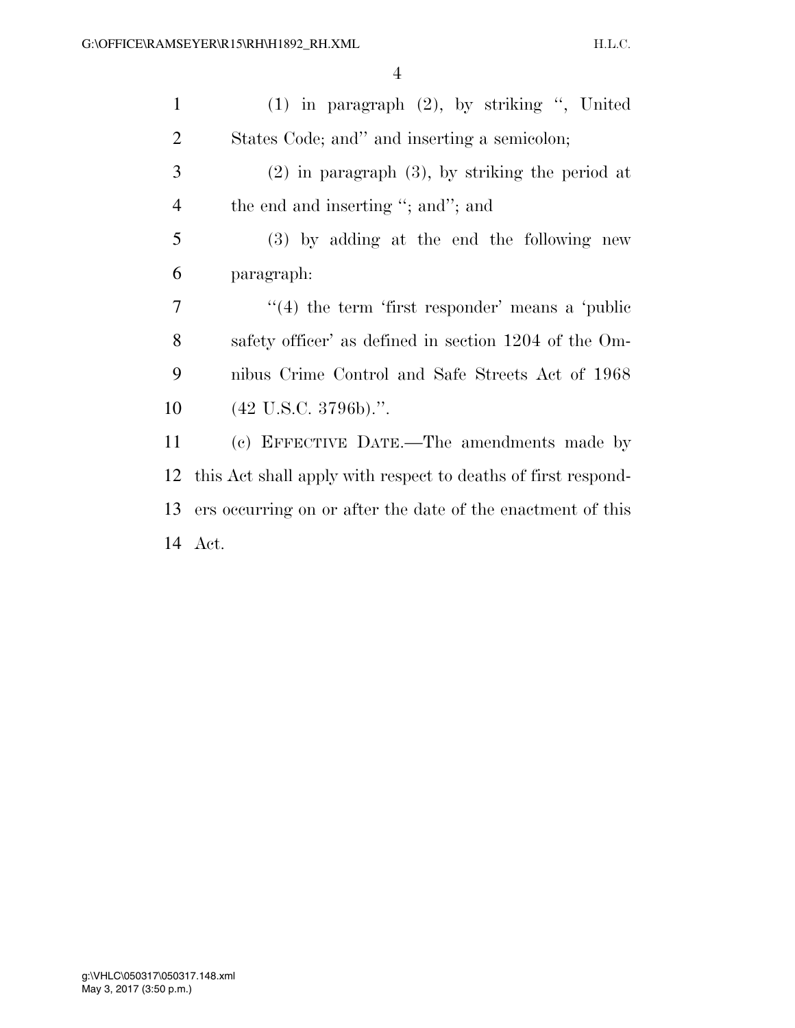(1) in paragraph (2), by striking ", United States Code; and" and inserting a semicolon;

(2) in paragraph (3), by striking the period at the end and inserting "; and"; and

(3) by adding at the end the following new paragraph:

"(4) the term 'first responder' means a 'public safety officer' as defined in section 1204 of the Omnibus Crime Control and Safe Streets Act of 1968 (42 U.S.C. 3796b).".

(c) EFFECTIVE DATE.—The amendments made by this Act shall apply with respect to deaths of first responders occurring on or after the date of the enactment of this Act.